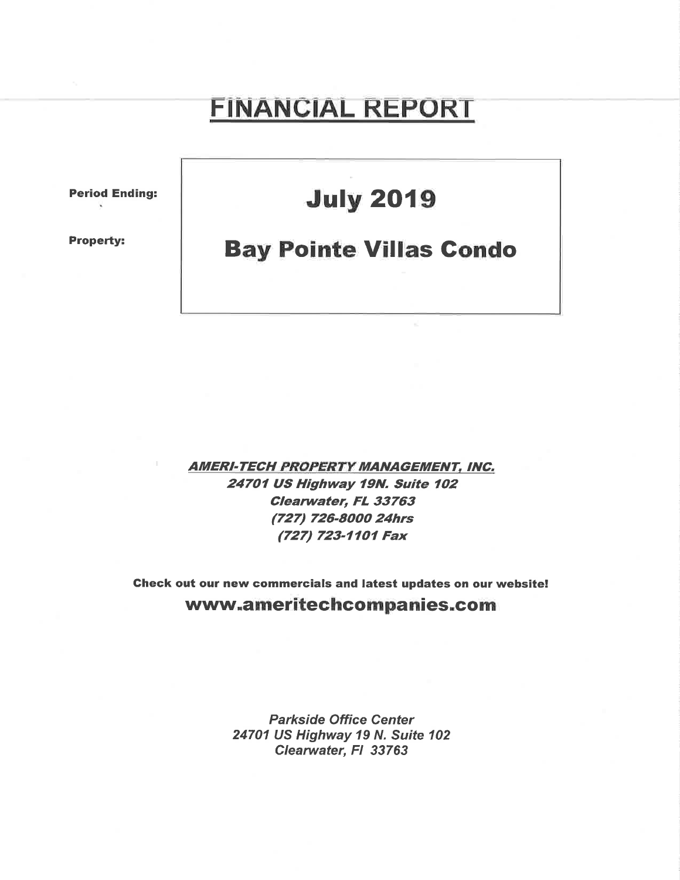# FINANCIAL REPORT

**Period Ending:** **July 2019**

**Property:** **Bay Pointe Villas Condo**

***AMERI-TECH PROPERTY MANAGEMENT, INC.***
***24701 US Highway 19N. Suite 102***
***Clearwater, FL 33763***
***(727) 726-8000 24hrs***
***(727) 723-1101 Fax***

**Check out our new commercials and latest updates on our website!**

**www.ameritechcompanies.com**

*Parkside Office Center*
*24701 US Highway 19 N. Suite 102*
*Clearwater, Fl 33763*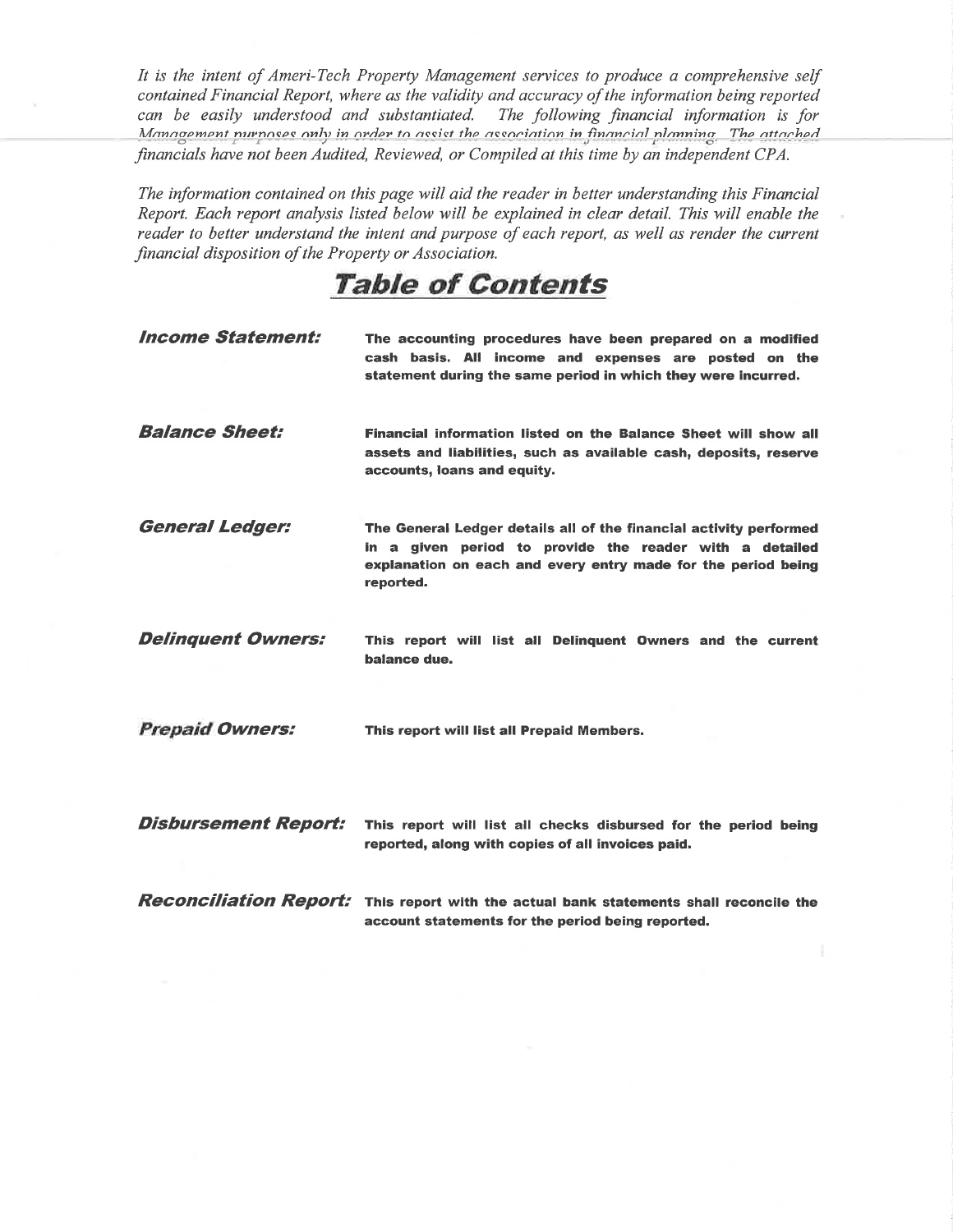*It is the intent of Ameri-Tech Property Management services to produce a comprehensive self contained Financial Report, where as the validity and accuracy of the information being reported can be easily understood and substantiated. The following financial information is for Management purposes only in order to assist the association in financial planning. The attached financials have not been Audited, Reviewed, or Compiled at this time by an independent CPA.*

*The information contained on this page will aid the reader in better understanding this Financial Report. Each report analysis listed below will be explained in clear detail. This will enable the reader to better understand the intent and purpose of each report, as well as render the current financial disposition of the Property or Association.*

# Table of Contents

***Income Statement:*** **The accounting procedures have been prepared on a modified cash basis. All income and expenses are posted on the statement during the same period in which they were incurred.**

***Balance Sheet:*** **Financial information listed on the Balance Sheet will show all assets and liabilities, such as available cash, deposits, reserve accounts, loans and equity.**

***General Ledger:*** **The General Ledger details all of the financial activity performed in a given period to provide the reader with a detailed explanation on each and every entry made for the period being reported.**

***Delinquent Owners:*** **This report will list all Delinquent Owners and the current balance due.**

***Prepaid Owners:*** **This report will list all Prepaid Members.**

***Disbursement Report:*** **This report will list all checks disbursed for the period being reported, along with copies of all invoices paid.**

***Reconciliation Report:*** **This report with the actual bank statements shall reconcile the account statements for the period being reported.**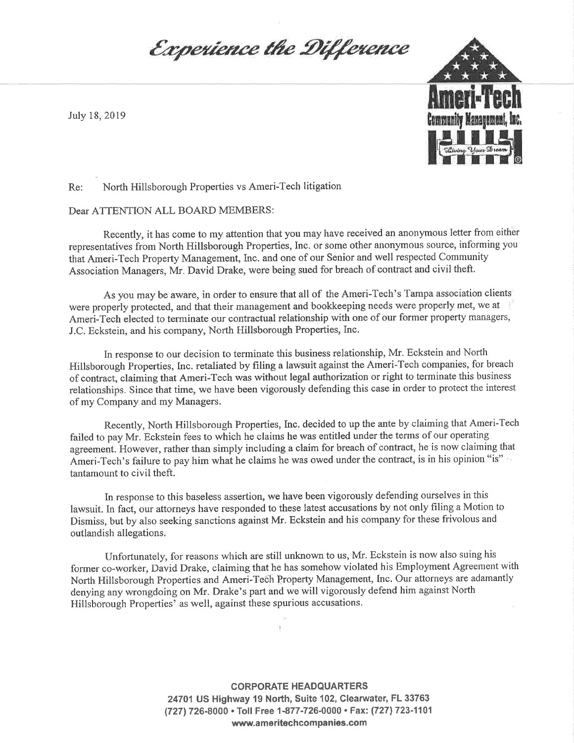*Experience the Difference*

**Ameri-Tech Community Management, Inc.**

*Living Your Dream*

July 18, 2019

Re: North Hillsborough Properties vs Ameri-Tech litigation

Dear ATTENTION ALL BOARD MEMBERS:

Recently, it has come to my attention that you may have received an anonymous letter from either representatives from North Hillsborough Properties, Inc. or some other anonymous source, informing you that Ameri-Tech Property Management, Inc. and one of our Senior and well respected Community Association Managers, Mr. David Drake, were being sued for breach of contract and civil theft.

As you may be aware, in order to ensure that all of the Ameri-Tech's Tampa association clients were properly protected, and that their management and bookkeeping needs were properly met, we at Ameri-Tech elected to terminate our contractual relationship with one of our former property managers, J.C. Eckstein, and his company, North Hillsborough Properties, Inc.

In response to our decision to terminate this business relationship, Mr. Eckstein and North Hillsborough Properties, Inc. retaliated by filing a lawsuit against the Ameri-Tech companies, for breach of contract, claiming that Ameri-Tech was without legal authorization or right to terminate this business relationships. Since that time, we have been vigorously defending this case in order to protect the interest of my Company and my Managers.

Recently, North Hillsborough Properties, Inc. decided to up the ante by claiming that Ameri-Tech failed to pay Mr. Eckstein fees to which he claims he was entitled under the terms of our operating agreement. However, rather than simply including a claim for breach of contract, he is now claiming that Ameri-Tech's failure to pay him what he claims he was owed under the contract, is in his opinion "is" tantamount to civil theft.

In response to this baseless assertion, we have been vigorously defending ourselves in this lawsuit. In fact, our attorneys have responded to these latest accusations by not only filing a Motion to Dismiss, but by also seeking sanctions against Mr. Eckstein and his company for these frivolous and outlandish allegations.

Unfortunately, for reasons which are still unknown to us, Mr. Eckstein is now also suing his former co-worker, David Drake, claiming that he has somehow violated his Employment Agreement with North Hillsborough Properties and Ameri-Tech Property Management, Inc. Our attorneys are adamantly denying any wrongdoing on Mr. Drake's part and we will vigorously defend him against North Hillsborough Properties' as well, against these spurious accusations.

**CORPORATE HEADQUARTERS**
**24701 US Highway 19 North, Suite 102, Clearwater, FL 33763**
**(727) 726-8000 • Toll Free 1-877-726-0000 • Fax: (727) 723-1101**
**www.ameritechcompanies.com**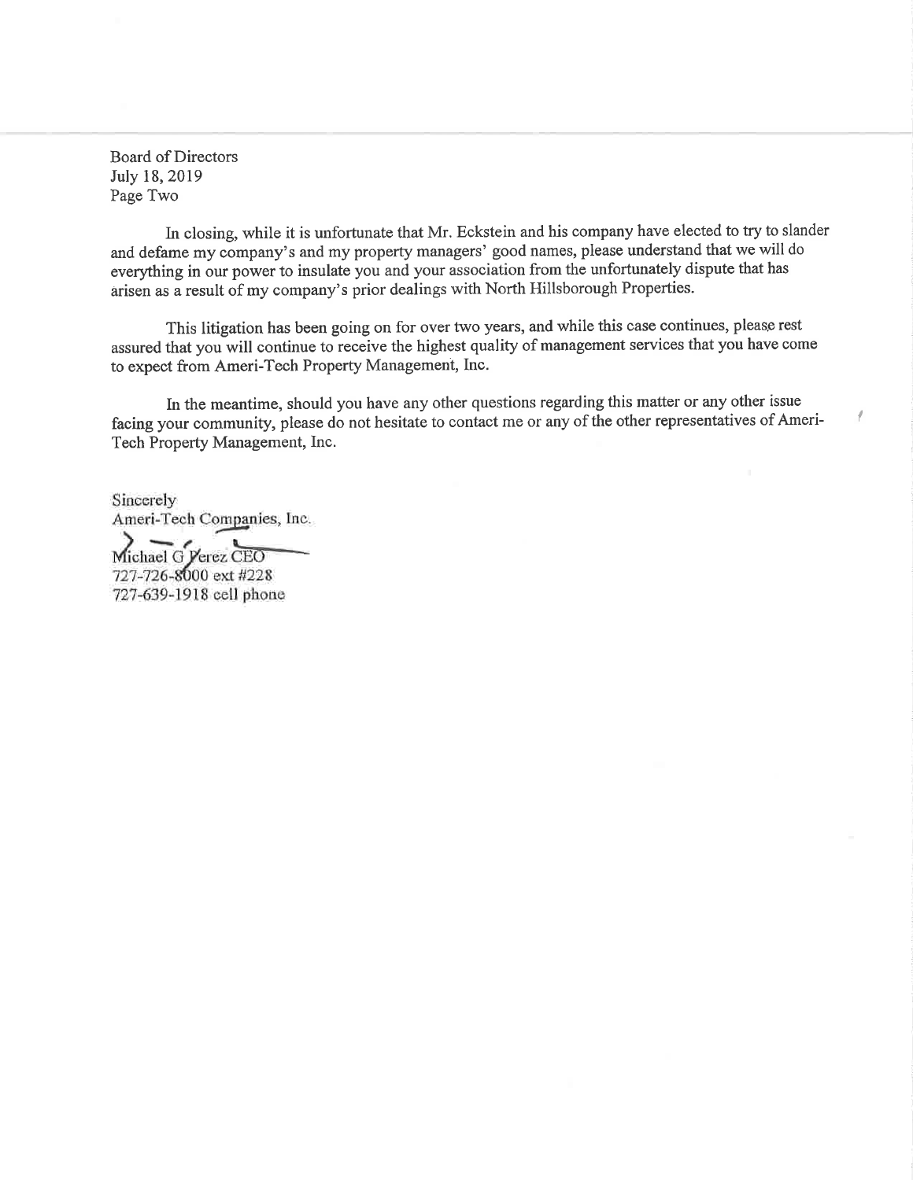Board of Directors
July 18, 2019
Page Two

In closing, while it is unfortunate that Mr. Eckstein and his company have elected to try to slander and defame my company's and my property managers' good names, please understand that we will do everything in our power to insulate you and your association from the unfortunately dispute that has arisen as a result of my company's prior dealings with North Hillsborough Properties.

This litigation has been going on for over two years, and while this case continues, please rest assured that you will continue to receive the highest quality of management services that you have come to expect from Ameri-Tech Property Management, Inc.

In the meantime, should you have any other questions regarding this matter or any other issue facing your community, please do not hesitate to contact me or any of the other representatives of Ameri-Tech Property Management, Inc.

Sincerely
Ameri-Tech Companies, Inc.

Michael G Perez CEO
727-726-8000 ext #228
727-639-1918 cell phone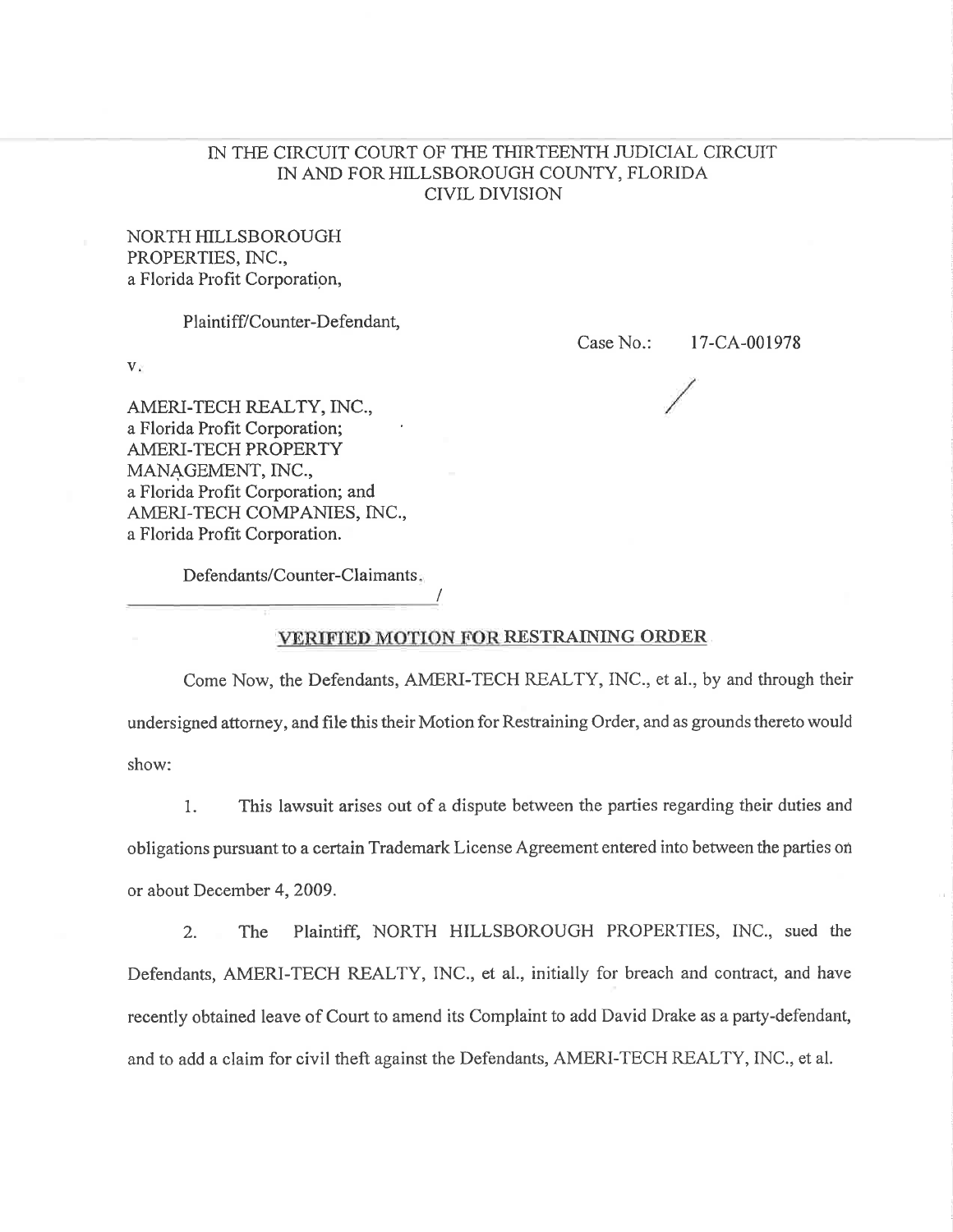IN THE CIRCUIT COURT OF THE THIRTEENTH JUDICIAL CIRCUIT
IN AND FOR HILLSBOROUGH COUNTY, FLORIDA
CIVIL DIVISION

NORTH HILLSBOROUGH PROPERTIES, INC.,
a Florida Profit Corporation,

Plaintiff/Counter-Defendant,

Case No.: 17-CA-001978

v.

AMERI-TECH REALTY, INC.,
a Florida Profit Corporation;
AMERI-TECH PROPERTY MANAGEMENT, INC.,
a Florida Profit Corporation; and
AMERI-TECH COMPANIES, INC.,
a Florida Profit Corporation.

Defendants/Counter-Claimants.

______________________________/

## VERIFIED MOTION FOR RESTRAINING ORDER

Come Now, the Defendants, AMERI-TECH REALTY, INC., et al., by and through their undersigned attorney, and file this their Motion for Restraining Order, and as grounds thereto would show:

1. This lawsuit arises out of a dispute between the parties regarding their duties and obligations pursuant to a certain Trademark License Agreement entered into between the parties on or about December 4, 2009.

2. The Plaintiff, NORTH HILLSBOROUGH PROPERTIES, INC., sued the Defendants, AMERI-TECH REALTY, INC., et al., initially for breach and contract, and have recently obtained leave of Court to amend its Complaint to add David Drake as a party-defendant, and to add a claim for civil theft against the Defendants, AMERI-TECH REALTY, INC., et al.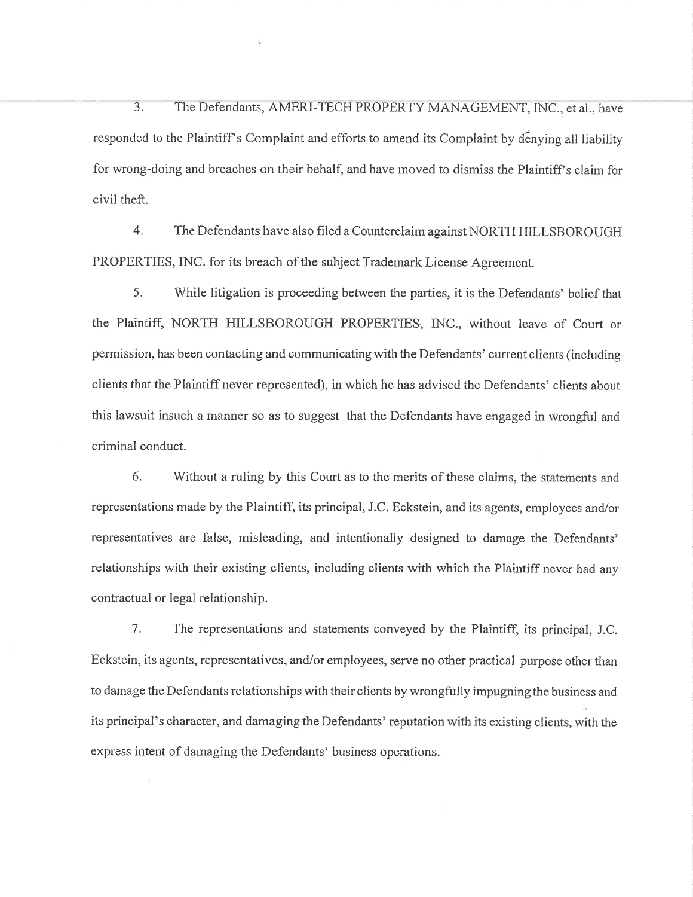3. The Defendants, AMERI-TECH PROPERTY MANAGEMENT, INC., et al., have responded to the Plaintiff's Complaint and efforts to amend its Complaint by denying all liability for wrong-doing and breaches on their behalf, and have moved to dismiss the Plaintiff's claim for civil theft.

4. The Defendants have also filed a Counterclaim against NORTH HILLSBOROUGH PROPERTIES, INC. for its breach of the subject Trademark License Agreement.

5. While litigation is proceeding between the parties, it is the Defendants' belief that the Plaintiff, NORTH HILLSBOROUGH PROPERTIES, INC., without leave of Court or permission, has been contacting and communicating with the Defendants' current clients (including clients that the Plaintiff never represented), in which he has advised the Defendants' clients about this lawsuit insuch a manner so as to suggest that the Defendants have engaged in wrongful and criminal conduct.

6. Without a ruling by this Court as to the merits of these claims, the statements and representations made by the Plaintiff, its principal, J.C. Eckstein, and its agents, employees and/or representatives are false, misleading, and intentionally designed to damage the Defendants' relationships with their existing clients, including clients with which the Plaintiff never had any contractual or legal relationship.

7. The representations and statements conveyed by the Plaintiff, its principal, J.C. Eckstein, its agents, representatives, and/or employees, serve no other practical purpose other than to damage the Defendants relationships with their clients by wrongfully impugning the business and its principal's character, and damaging the Defendants' reputation with its existing clients, with the express intent of damaging the Defendants' business operations.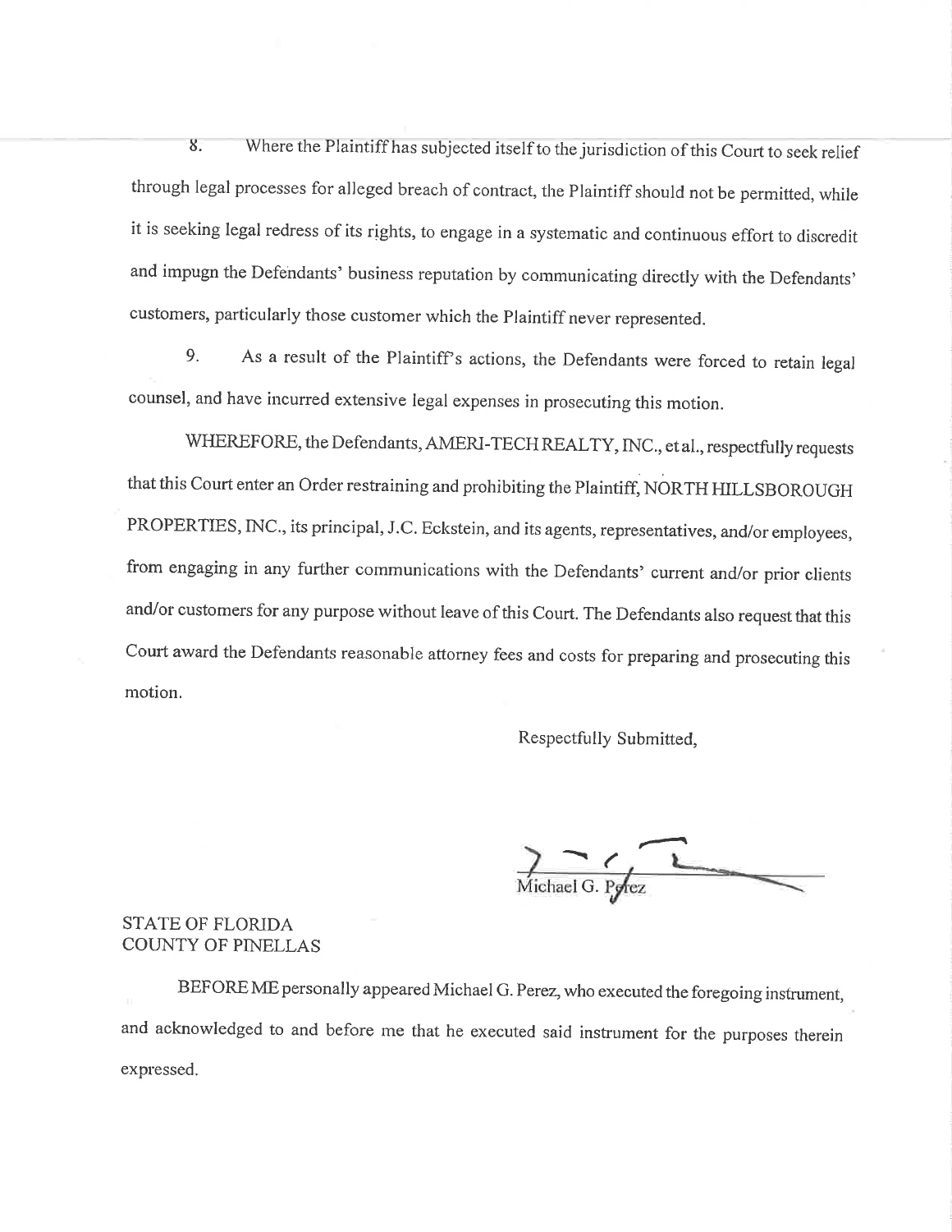8. Where the Plaintiff has subjected itself to the jurisdiction of this Court to seek relief through legal processes for alleged breach of contract, the Plaintiff should not be permitted, while it is seeking legal redress of its rights, to engage in a systematic and continuous effort to discredit and impugn the Defendants' business reputation by communicating directly with the Defendants' customers, particularly those customer which the Plaintiff never represented.

9. As a result of the Plaintiff's actions, the Defendants were forced to retain legal counsel, and have incurred extensive legal expenses in prosecuting this motion.

WHEREFORE, the Defendants, AMERI-TECH REALTY, INC., et al., respectfully requests that this Court enter an Order restraining and prohibiting the Plaintiff, NORTH HILLSBOROUGH PROPERTIES, INC., its principal, J.C. Eckstein, and its agents, representatives, and/or employees, from engaging in any further communications with the Defendants' current and/or prior clients and/or customers for any purpose without leave of this Court. The Defendants also request that this Court award the Defendants reasonable attorney fees and costs for preparing and prosecuting this motion.

Respectfully Submitted,

Michael G. Perez

STATE OF FLORIDA
COUNTY OF PINELLAS

BEFORE ME personally appeared Michael G. Perez, who executed the foregoing instrument, and acknowledged to and before me that he executed said instrument for the purposes therein expressed.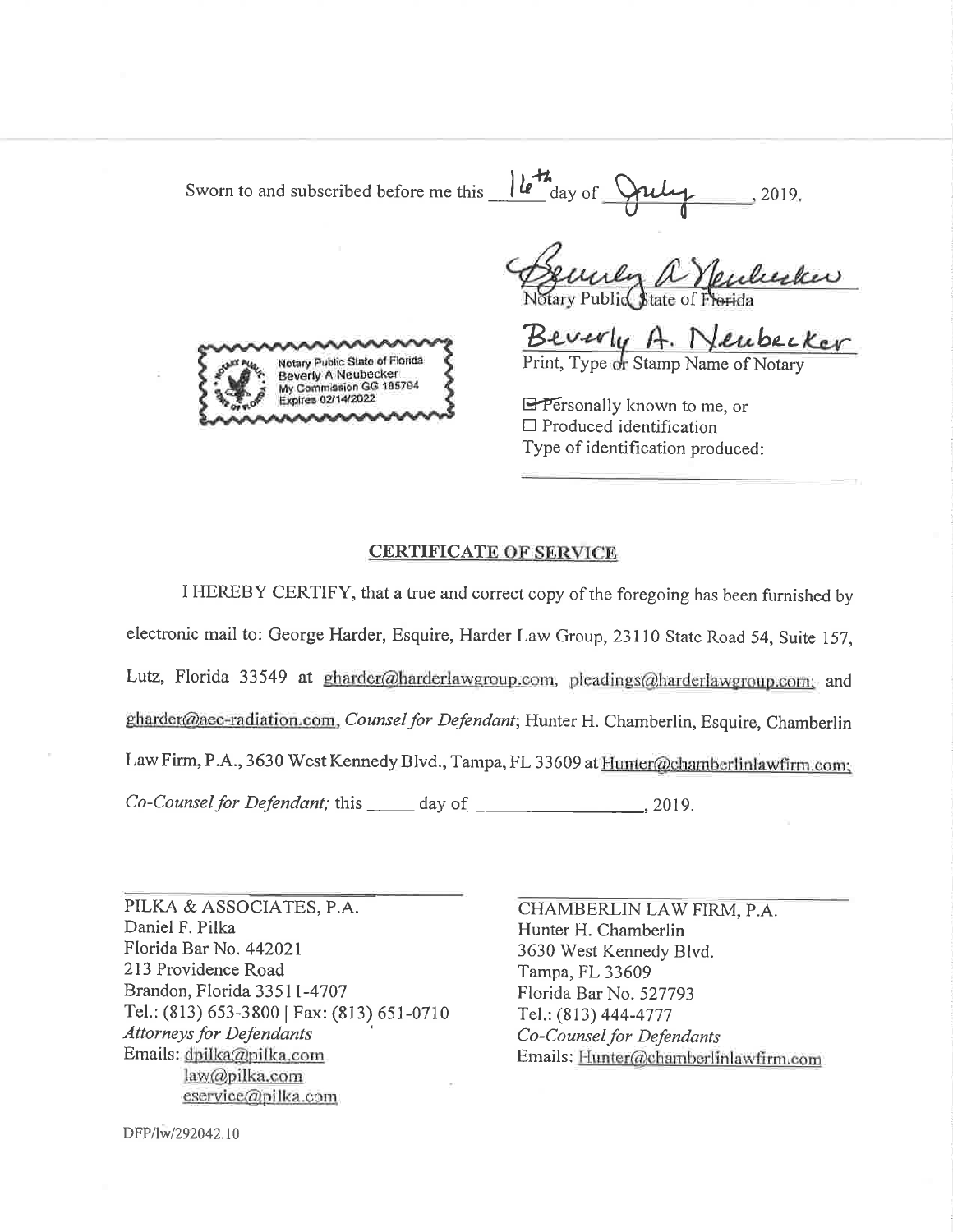Sworn to and subscribed before me this 16th day of July, 2019.

Beverly A Neubecker
Notary Public State of Florida

Beverly A. Neubecker
Print, Type or Stamp Name of Notary

Notary Public State of Florida
Beverly A Neubecker
My Commission GG 185794
Expires 02/14/2022

☒ Personally known to me, or
☐ Produced identification
Type of identification produced: ______________________

## CERTIFICATE OF SERVICE

I HEREBY CERTIFY, that a true and correct copy of the foregoing has been furnished by electronic mail to: George Harder, Esquire, Harder Law Group, 23110 State Road 54, Suite 157, Lutz, Florida 33549 at gharder@harderlawgroup.com, pleadings@harderlawgroup.com; and gharder@aec-radiation.com, *Counsel for Defendant*; Hunter H. Chamberlin, Esquire, Chamberlin Law Firm, P.A., 3630 West Kennedy Blvd., Tampa, FL 33609 at Hunter@chamberlinlawfirm.com; *Co-Counsel for Defendant;* this _____ day of_________________, 2019.

______________________________

PILKA & ASSOCIATES, P.A.
Daniel F. Pilka
Florida Bar No. 442021
213 Providence Road
Brandon, Florida 33511-4707
Tel.: (813) 653-3800 | Fax: (813) 651-0710
*Attorneys for Defendants*
Emails: dpilka@pilka.com
law@pilka.com
eservice@pilka.com

______________________________

CHAMBERLIN LAW FIRM, P.A.
Hunter H. Chamberlin
3630 West Kennedy Blvd.
Tampa, FL 33609
Florida Bar No. 527793
Tel.: (813) 444-4777
*Co-Counsel for Defendants*
Emails: Hunter@chamberlinlawfirm.com

DFP/lw/292042.10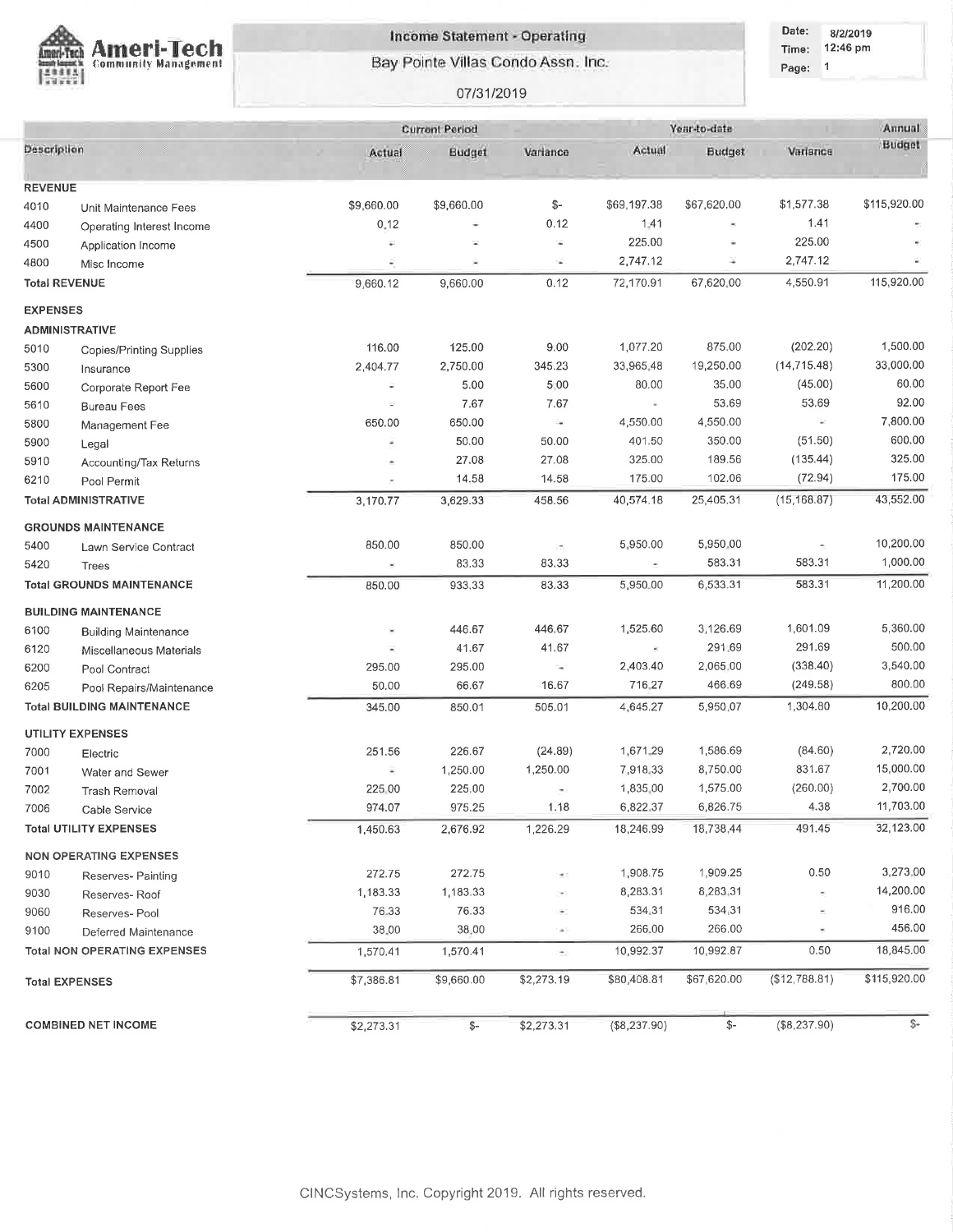# Income Statement - Operating

**Bay Pointe Villas Condo Assn. Inc.**

07/31/2019

Date: 8/2/2019
Time: 12:46 pm
Page: 1

| | Description | Current Period | | | Year-to-date | | | Annual Budget |
|---|---|---|---|---|---|---|---|---|
| | | Actual | Budget | Variance | Actual | Budget | Variance | |
| **REVENUE** | | | | | | | | |
| 4010 | Unit Maintenance Fees | $9,660.00 | $9,660.00 | $- | $69,197.38 | $67,620.00 | $1,577.38 | $115,920.00 |
| 4400 | Operating Interest Income | 0.12 | - | 0.12 | 1.41 | - | 1.41 | - |
| 4500 | Application Income | - | - | - | 225.00 | - | 225.00 | - |
| 4800 | Misc Income | - | - | - | 2,747.12 | - | 2,747.12 | - |
| **Total REVENUE** | | 9,660.12 | 9,660.00 | 0.12 | 72,170.91 | 67,620.00 | 4,550.91 | 115,920.00 |
| **EXPENSES** | | | | | | | | |
| **ADMINISTRATIVE** | | | | | | | | |
| 5010 | Copies/Printing Supplies | 116.00 | 125.00 | 9.00 | 1,077.20 | 875.00 | (202.20) | 1,500.00 |
| 5300 | Insurance | 2,404.77 | 2,750.00 | 345.23 | 33,965.48 | 19,250.00 | (14,715.48) | 33,000.00 |
| 5600 | Corporate Report Fee | - | 5.00 | 5.00 | 80.00 | 35.00 | (45.00) | 60.00 |
| 5610 | Bureau Fees | - | 7.67 | 7.67 | - | 53.69 | 53.69 | 92.00 |
| 5800 | Management Fee | 650.00 | 650.00 | - | 4,550.00 | 4,550.00 | - | 7,800.00 |
| 5900 | Legal | - | 50.00 | 50.00 | 401.50 | 350.00 | (51.50) | 600.00 |
| 5910 | Accounting/Tax Returns | - | 27.08 | 27.08 | 325.00 | 189.56 | (135.44) | 325.00 |
| 6210 | Pool Permit | - | 14.58 | 14.58 | 175.00 | 102.06 | (72.94) | 175.00 |
| **Total ADMINISTRATIVE** | | 3,170.77 | 3,629.33 | 458.56 | 40,574.18 | 25,405.31 | (15,168.87) | 43,552.00 |
| **GROUNDS MAINTENANCE** | | | | | | | | |
| 5400 | Lawn Service Contract | 850.00 | 850.00 | - | 5,950.00 | 5,950.00 | - | 10,200.00 |
| 5420 | Trees | - | 83.33 | 83.33 | - | 583.31 | 583.31 | 1,000.00 |
| **Total GROUNDS MAINTENANCE** | | 850.00 | 933.33 | 83.33 | 5,950.00 | 6,533.31 | 583.31 | 11,200.00 |
| **BUILDING MAINTENANCE** | | | | | | | | |
| 6100 | Building Maintenance | - | 446.67 | 446.67 | 1,525.60 | 3,126.69 | 1,601.09 | 5,360.00 |
| 6120 | Miscellaneous Materials | - | 41.67 | 41.67 | - | 291.69 | 291.69 | 500.00 |
| 6200 | Pool Contract | 295.00 | 295.00 | - | 2,403.40 | 2,065.00 | (338.40) | 3,540.00 |
| 6205 | Pool Repairs/Maintenance | 50.00 | 66.67 | 16.67 | 716.27 | 466.69 | (249.58) | 800.00 |
| **Total BUILDING MAINTENANCE** | | 345.00 | 850.01 | 505.01 | 4,645.27 | 5,950.07 | 1,304.80 | 10,200.00 |
| **UTILITY EXPENSES** | | | | | | | | |
| 7000 | Electric | 251.56 | 226.67 | (24.89) | 1,671.29 | 1,586.69 | (84.60) | 2,720.00 |
| 7001 | Water and Sewer | - | 1,250.00 | 1,250.00 | 7,918.33 | 8,750.00 | 831.67 | 15,000.00 |
| 7002 | Trash Removal | 225.00 | 225.00 | - | 1,835.00 | 1,575.00 | (260.00) | 2,700.00 |
| 7006 | Cable Service | 974.07 | 975.25 | 1.18 | 6,822.37 | 6,826.75 | 4.38 | 11,703.00 |
| **Total UTILITY EXPENSES** | | 1,450.63 | 2,676.92 | 1,226.29 | 18,246.99 | 18,738.44 | 491.45 | 32,123.00 |
| **NON OPERATING EXPENSES** | | | | | | | | |
| 9010 | Reserves- Painting | 272.75 | 272.75 | - | 1,908.75 | 1,909.25 | 0.50 | 3,273.00 |
| 9030 | Reserves- Roof | 1,183.33 | 1,183.33 | - | 8,283.31 | 8,283.31 | - | 14,200.00 |
| 9060 | Reserves- Pool | 76.33 | 76.33 | - | 534.31 | 534.31 | - | 916.00 |
| 9100 | Deferred Maintenance | 38.00 | 38.00 | - | 266.00 | 266.00 | - | 456.00 |
| **Total NON OPERATING EXPENSES** | | 1,570.41 | 1,570.41 | - | 10,992.37 | 10,992.87 | 0.50 | 18,845.00 |
| **Total EXPENSES** | | $7,386.81 | $9,660.00 | $2,273.19 | $80,408.81 | $67,620.00 | ($12,788.81) | $115,920.00 |
| **COMBINED NET INCOME** | | $2,273.31 | $- | $2,273.31 | ($8,237.90) | $- | ($8,237.90) | $- |

CINCSystems, Inc. Copyright 2019. All rights reserved.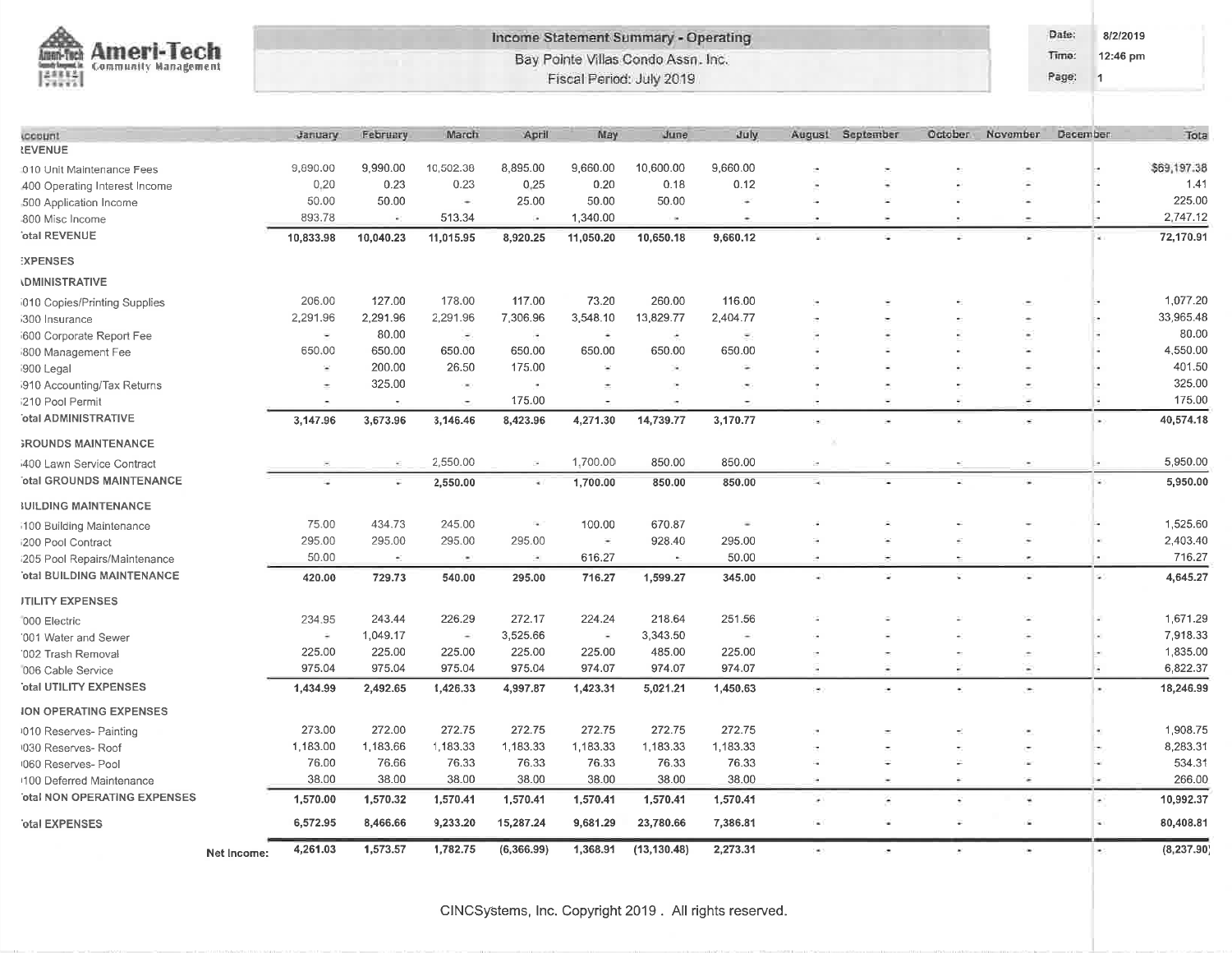Ameri-Tech Community Management

**Income Statement Summary - Operating**

Bay Pointe Villas Condo Assn. Inc.

Fiscal Period: July 2019

Date: 8/2/2019
Time: 12:46 pm

| Account | January | February | March | April | May | June | July | August | September | October | November | December | Total |
|---|---|---|---|---|---|---|---|---|---|---|---|---|---|
| **REVENUE** | | | | | | | | | | | | | |
| 010 Unit Maintenance Fees | 9,890.00 | 9,990.00 | 10,502.38 | 8,895.00 | 9,660.00 | 10,600.00 | 9,660.00 | - | - | - | - | - | $69,197.38 |
| 400 Operating Interest Income | 0.20 | 0.23 | 0.23 | 0.25 | 0.20 | 0.18 | 0.12 | - | - | - | - | - | 1.41 |
| 500 Application Income | 50.00 | 50.00 | - | 25.00 | 50.00 | 50.00 | - | - | - | - | - | - | 225.00 |
| 800 Misc Income | 893.78 | - | 513.34 | - | 1,340.00 | - | - | - | - | - | - | - | 2,747.12 |
| **Total REVENUE** | 10,833.98 | 10,040.23 | 11,015.95 | 8,920.25 | 11,050.20 | 10,650.18 | 9,660.12 | - | - | - | - | - | 72,170.91 |
| **EXPENSES** | | | | | | | | | | | | | |
| **ADMINISTRATIVE** | | | | | | | | | | | | | |
| 010 Copies/Printing Supplies | 206.00 | 127.00 | 178.00 | 117.00 | 73.20 | 260.00 | 116.00 | - | - | - | - | - | 1,077.20 |
| 300 Insurance | 2,291.96 | 2,291.96 | 2,291.96 | 7,306.96 | 3,548.10 | 13,829.77 | 2,404.77 | - | - | - | - | - | 33,965.48 |
| 600 Corporate Report Fee | - | 80.00 | - | - | - | - | - | - | - | - | - | - | 80.00 |
| 800 Management Fee | 650.00 | 650.00 | 650.00 | 650.00 | 650.00 | 650.00 | 650.00 | - | - | - | - | - | 4,550.00 |
| 900 Legal | - | 200.00 | 26.50 | 175.00 | - | - | - | - | - | - | - | - | 401.50 |
| 910 Accounting/Tax Returns | - | 325.00 | - | - | - | - | - | - | - | - | - | - | 325.00 |
| 210 Pool Permit | - | - | - | 175.00 | - | - | - | - | - | - | - | - | 175.00 |
| **Total ADMINISTRATIVE** | 3,147.96 | 3,673.96 | 3,146.46 | 8,423.96 | 4,271.30 | 14,739.77 | 3,170.77 | - | - | - | - | - | 40,574.18 |
| **GROUNDS MAINTENANCE** | | | | | | | | | | | | | |
| 400 Lawn Service Contract | - | - | 2,550.00 | - | 1,700.00 | 850.00 | 850.00 | - | - | - | - | - | 5,950.00 |
| **Total GROUNDS MAINTENANCE** | - | - | 2,550.00 | - | 1,700.00 | 850.00 | 850.00 | - | - | - | - | - | 5,950.00 |
| **BUILDING MAINTENANCE** | | | | | | | | | | | | | |
| 100 Building Maintenance | 75.00 | 434.73 | 245.00 | - | 100.00 | 670.87 | - | - | - | - | - | - | 1,525.60 |
| 200 Pool Contract | 295.00 | 295.00 | 295.00 | 295.00 | - | 928.40 | 295.00 | - | - | - | - | - | 2,403.40 |
| 205 Pool Repairs/Maintenance | 50.00 | - | - | - | 616.27 | - | 50.00 | - | - | - | - | - | 716.27 |
| **Total BUILDING MAINTENANCE** | 420.00 | 729.73 | 540.00 | 295.00 | 716.27 | 1,599.27 | 345.00 | - | - | - | - | - | 4,645.27 |
| **UTILITY EXPENSES** | | | | | | | | | | | | | |
| 000 Electric | 234.95 | 243.44 | 226.29 | 272.17 | 224.24 | 218.64 | 251.56 | - | - | - | - | - | 1,671.29 |
| 001 Water and Sewer | - | 1,049.17 | - | 3,525.66 | - | 3,343.50 | - | - | - | - | - | - | 7,918.33 |
| 002 Trash Removal | 225.00 | 225.00 | 225.00 | 225.00 | 225.00 | 485.00 | 225.00 | - | - | - | - | - | 1,835.00 |
| 006 Cable Service | 975.04 | 975.04 | 975.04 | 975.04 | 974.07 | 974.07 | 974.07 | - | - | - | - | - | 6,822.37 |
| **Total UTILITY EXPENSES** | 1,434.99 | 2,492.65 | 1,426.33 | 4,997.87 | 1,423.31 | 5,021.21 | 1,450.63 | - | - | - | - | - | 18,246.99 |
| **NON OPERATING EXPENSES** | | | | | | | | | | | | | |
| 010 Reserves- Painting | 273.00 | 272.00 | 272.75 | 272.75 | 272.75 | 272.75 | 272.75 | - | - | - | - | - | 1,908.75 |
| 030 Reserves- Roof | 1,183.00 | 1,183.66 | 1,183.33 | 1,183.33 | 1,183.33 | 1,183.33 | 1,183.33 | - | - | - | - | - | 8,283.31 |
| 060 Reserves- Pool | 76.00 | 76.66 | 76.33 | 76.33 | 76.33 | 76.33 | 76.33 | - | - | - | - | - | 534.31 |
| 100 Deferred Maintenance | 38.00 | 38.00 | 38.00 | 38.00 | 38.00 | 38.00 | 38.00 | - | - | - | - | - | 266.00 |
| **Total NON OPERATING EXPENSES** | 1,570.00 | 1,570.32 | 1,570.41 | 1,570.41 | 1,570.41 | 1,570.41 | 1,570.41 | - | - | - | - | - | 10,992.37 |
| **Total EXPENSES** | 6,572.95 | 8,466.66 | 9,233.20 | 15,287.24 | 9,681.29 | 23,780.66 | 7,386.81 | - | - | - | - | - | 80,408.81 |
| **Net Income:** | 4,261.03 | 1,573.57 | 1,782.75 | (6,366.99) | 1,368.91 | (13,130.48) | 2,273.31 | - | - | - | - | - | (8,237.90) |

CINCSystems, Inc. Copyright 2019 . All rights reserved.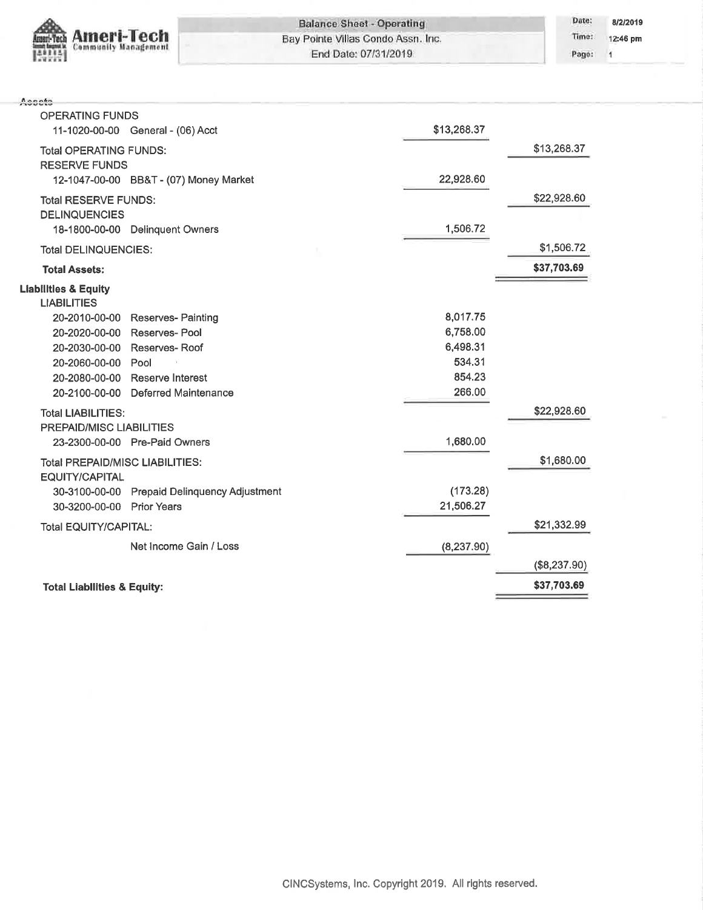**Ameri-Tech Community Management**

# Balance Sheet - Operating

Bay Pointe Villas Condo Assn. Inc.

End Date: 07/31/2019

Date: 8/2/2019
Time: 12:46 pm
Page: 1

| | | |
|---|---|---|
| **Assets** | | |
| OPERATING FUNDS | | |
| 11-1020-00-00 General - (06) Acct | $13,268.37 | |
| Total OPERATING FUNDS: | | $13,268.37 |
| RESERVE FUNDS | | |
| 12-1047-00-00 BB&T - (07) Money Market | 22,928.60 | |
| Total RESERVE FUNDS: | | $22,928.60 |
| DELINQUENCIES | | |
| 18-1800-00-00 Delinquent Owners | 1,506.72 | |
| Total DELINQUENCIES: | | $1,506.72 |
| **Total Assets:** | | **$37,703.69** |
| **Liabilities & Equity** | | |
| LIABILITIES | | |
| 20-2010-00-00 Reserves- Painting | 8,017.75 | |
| 20-2020-00-00 Reserves- Pool | 6,758.00 | |
| 20-2030-00-00 Reserves- Roof | 6,498.31 | |
| 20-2060-00-00 Pool | 534.31 | |
| 20-2080-00-00 Reserve Interest | 854.23 | |
| 20-2100-00-00 Deferred Maintenance | 266.00 | |
| Total LIABILITIES: | | $22,928.60 |
| PREPAID/MISC LIABILITIES | | |
| 23-2300-00-00 Pre-Paid Owners | 1,680.00 | |
| Total PREPAID/MISC LIABILITIES: | | $1,680.00 |
| EQUITY/CAPITAL | | |
| 30-3100-00-00 Prepaid Delinquency Adjustment | (173.28) | |
| 30-3200-00-00 Prior Years | 21,506.27 | |
| Total EQUITY/CAPITAL: | | $21,332.99 |
| Net Income Gain / Loss | (8,237.90) | |
| | | ($8,237.90) |
| **Total Liabilities & Equity:** | | **$37,703.69** |

CINCSystems, Inc. Copyright 2019. All rights reserved.